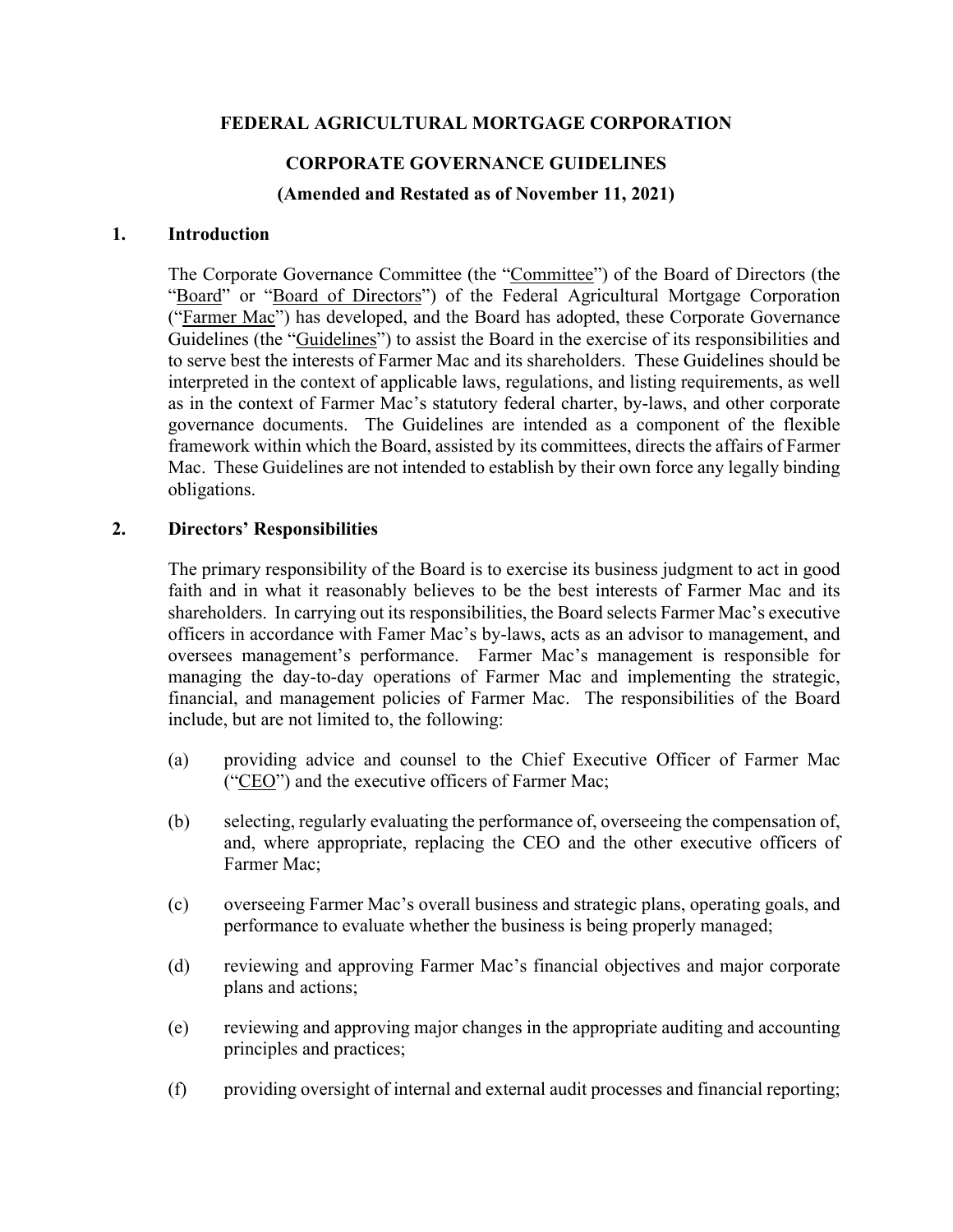# FEDERAL AGRICULTURAL MORTGAGE CORPORATION

## CORPORATE GOVERNANCE GUIDELINES

### (Amended and Restated as of November 11, 2021)

## 1. Introduction

The Corporate Governance Committee (the "Committee") of the Board of Directors (the "Board" or "Board of Directors") of the Federal Agricultural Mortgage Corporation ("Farmer Mac") has developed, and the Board has adopted, these Corporate Governance Guidelines (the "Guidelines") to assist the Board in the exercise of its responsibilities and to serve best the interests of Farmer Mac and its shareholders. These Guidelines should be interpreted in the context of applicable laws, regulations, and listing requirements, as well as in the context of Farmer Mac's statutory federal charter, by-laws, and other corporate governance documents. The Guidelines are intended as a component of the flexible framework within which the Board, assisted by its committees, directs the affairs of Farmer Mac. These Guidelines are not intended to establish by their own force any legally binding obligations.

## 2. Directors' Responsibilities

The primary responsibility of the Board is to exercise its business judgment to act in good faith and in what it reasonably believes to be the best interests of Farmer Mac and its shareholders. In carrying out its responsibilities, the Board selects Farmer Mac's executive officers in accordance with Famer Mac's by-laws, acts as an advisor to management, and oversees management's performance. Farmer Mac's management is responsible for managing the day-to-day operations of Farmer Mac and implementing the strategic, financial, and management policies of Farmer Mac. The responsibilities of the Board include, but are not limited to, the following:

(a) providing advice and counsel to the Chief Executive Officer of Farmer Mac ("CEO") and the executive officers of Farmer Mac;

(b) selecting, regularly evaluating the performance of, overseeing the compensation of, and, where appropriate, replacing the CEO and the other executive officers of Farmer Mac;

(c) overseeing Farmer Mac's overall business and strategic plans, operating goals, and performance to evaluate whether the business is being properly managed;

(d) reviewing and approving Farmer Mac's financial objectives and major corporate plans and actions;

(e) reviewing and approving major changes in the appropriate auditing and accounting principles and practices;

(f) providing oversight of internal and external audit processes and financial reporting;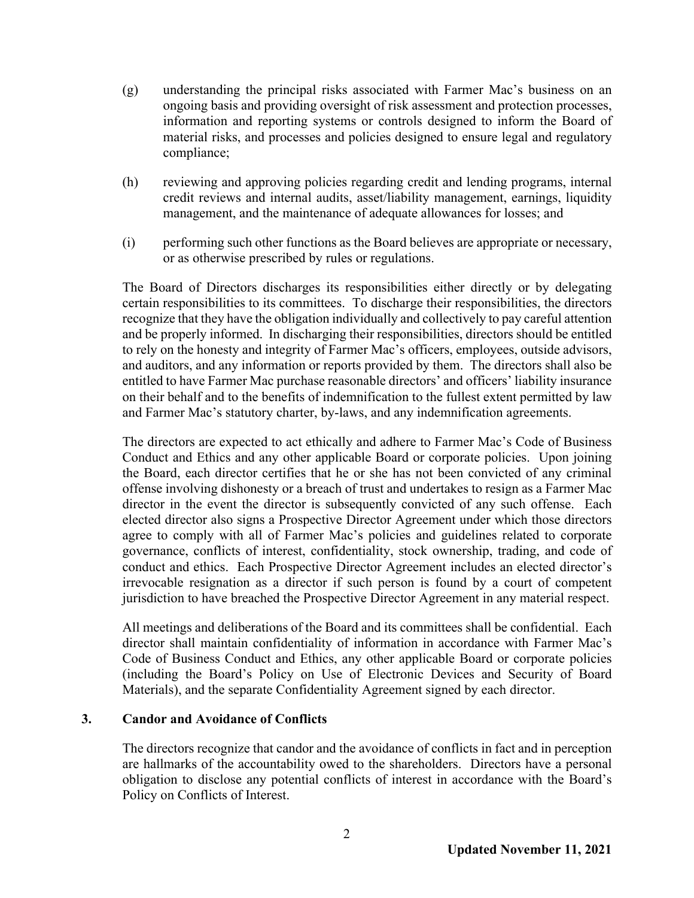(g) understanding the principal risks associated with Farmer Mac's business on an ongoing basis and providing oversight of risk assessment and protection processes, information and reporting systems or controls designed to inform the Board of material risks, and processes and policies designed to ensure legal and regulatory compliance;

(h) reviewing and approving policies regarding credit and lending programs, internal credit reviews and internal audits, asset/liability management, earnings, liquidity management, and the maintenance of adequate allowances for losses; and

(i) performing such other functions as the Board believes are appropriate or necessary, or as otherwise prescribed by rules or regulations.

The Board of Directors discharges its responsibilities either directly or by delegating certain responsibilities to its committees. To discharge their responsibilities, the directors recognize that they have the obligation individually and collectively to pay careful attention and be properly informed. In discharging their responsibilities, directors should be entitled to rely on the honesty and integrity of Farmer Mac's officers, employees, outside advisors, and auditors, and any information or reports provided by them. The directors shall also be entitled to have Farmer Mac purchase reasonable directors' and officers' liability insurance on their behalf and to the benefits of indemnification to the fullest extent permitted by law and Farmer Mac's statutory charter, by-laws, and any indemnification agreements.

The directors are expected to act ethically and adhere to Farmer Mac's Code of Business Conduct and Ethics and any other applicable Board or corporate policies. Upon joining the Board, each director certifies that he or she has not been convicted of any criminal offense involving dishonesty or a breach of trust and undertakes to resign as a Farmer Mac director in the event the director is subsequently convicted of any such offense. Each elected director also signs a Prospective Director Agreement under which those directors agree to comply with all of Farmer Mac's policies and guidelines related to corporate governance, conflicts of interest, confidentiality, stock ownership, trading, and code of conduct and ethics. Each Prospective Director Agreement includes an elected director's irrevocable resignation as a director if such person is found by a court of competent jurisdiction to have breached the Prospective Director Agreement in any material respect.

All meetings and deliberations of the Board and its committees shall be confidential. Each director shall maintain confidentiality of information in accordance with Farmer Mac's Code of Business Conduct and Ethics, any other applicable Board or corporate policies (including the Board's Policy on Use of Electronic Devices and Security of Board Materials), and the separate Confidentiality Agreement signed by each director.

## 3. Candor and Avoidance of Conflicts

The directors recognize that candor and the avoidance of conflicts in fact and in perception are hallmarks of the accountability owed to the shareholders. Directors have a personal obligation to disclose any potential conflicts of interest in accordance with the Board's Policy on Conflicts of Interest.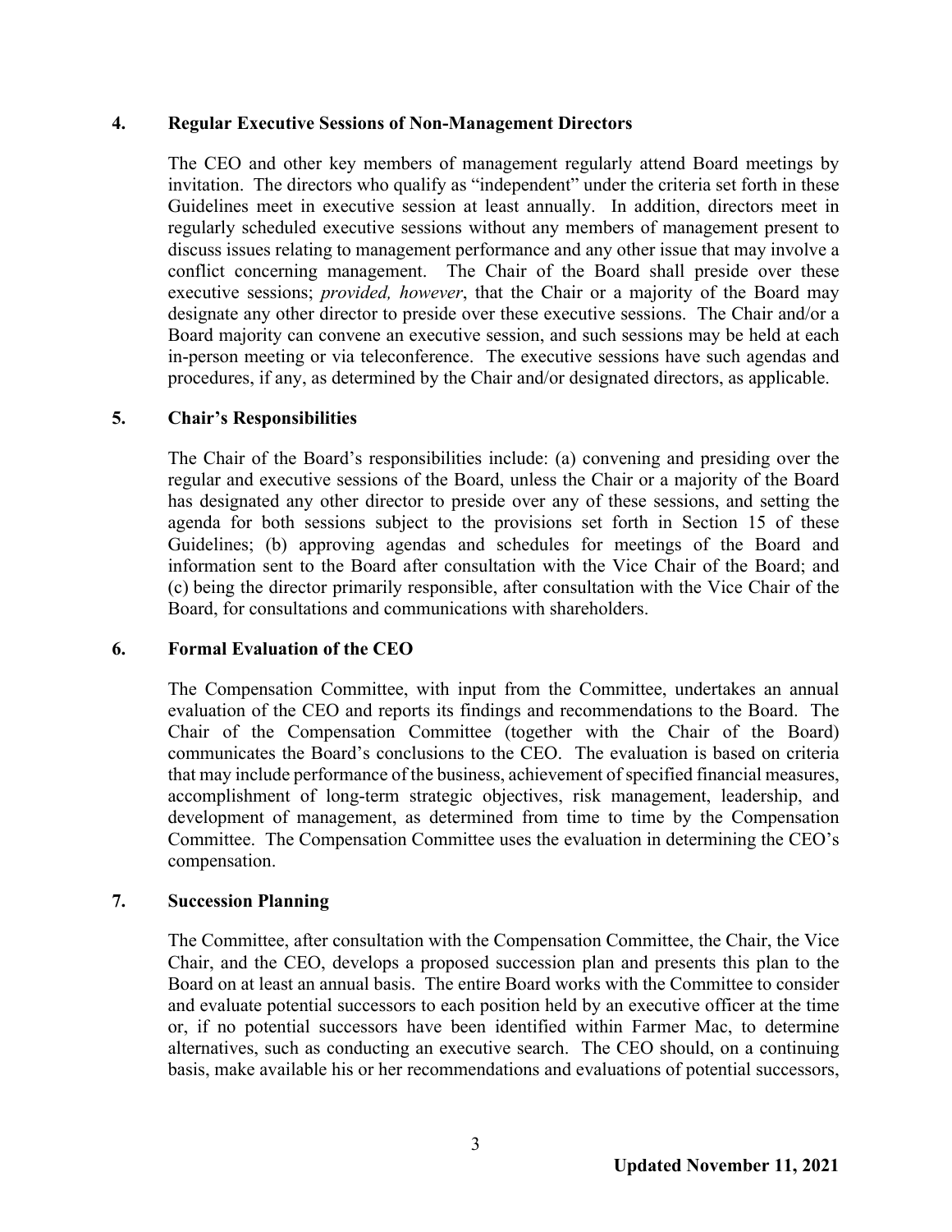## 4. Regular Executive Sessions of Non-Management Directors

The CEO and other key members of management regularly attend Board meetings by invitation. The directors who qualify as "independent" under the criteria set forth in these Guidelines meet in executive session at least annually. In addition, directors meet in regularly scheduled executive sessions without any members of management present to discuss issues relating to management performance and any other issue that may involve a conflict concerning management. The Chair of the Board shall preside over these executive sessions; *provided, however*, that the Chair or a majority of the Board may designate any other director to preside over these executive sessions. The Chair and/or a Board majority can convene an executive session, and such sessions may be held at each in-person meeting or via teleconference. The executive sessions have such agendas and procedures, if any, as determined by the Chair and/or designated directors, as applicable.

## 5. Chair's Responsibilities

The Chair of the Board's responsibilities include: (a) convening and presiding over the regular and executive sessions of the Board, unless the Chair or a majority of the Board has designated any other director to preside over any of these sessions, and setting the agenda for both sessions subject to the provisions set forth in Section 15 of these Guidelines; (b) approving agendas and schedules for meetings of the Board and information sent to the Board after consultation with the Vice Chair of the Board; and (c) being the director primarily responsible, after consultation with the Vice Chair of the Board, for consultations and communications with shareholders.

## 6. Formal Evaluation of the CEO

The Compensation Committee, with input from the Committee, undertakes an annual evaluation of the CEO and reports its findings and recommendations to the Board. The Chair of the Compensation Committee (together with the Chair of the Board) communicates the Board's conclusions to the CEO. The evaluation is based on criteria that may include performance of the business, achievement of specified financial measures, accomplishment of long-term strategic objectives, risk management, leadership, and development of management, as determined from time to time by the Compensation Committee. The Compensation Committee uses the evaluation in determining the CEO's compensation.

## 7. Succession Planning

The Committee, after consultation with the Compensation Committee, the Chair, the Vice Chair, and the CEO, develops a proposed succession plan and presents this plan to the Board on at least an annual basis. The entire Board works with the Committee to consider and evaluate potential successors to each position held by an executive officer at the time or, if no potential successors have been identified within Farmer Mac, to determine alternatives, such as conducting an executive search. The CEO should, on a continuing basis, make available his or her recommendations and evaluations of potential successors,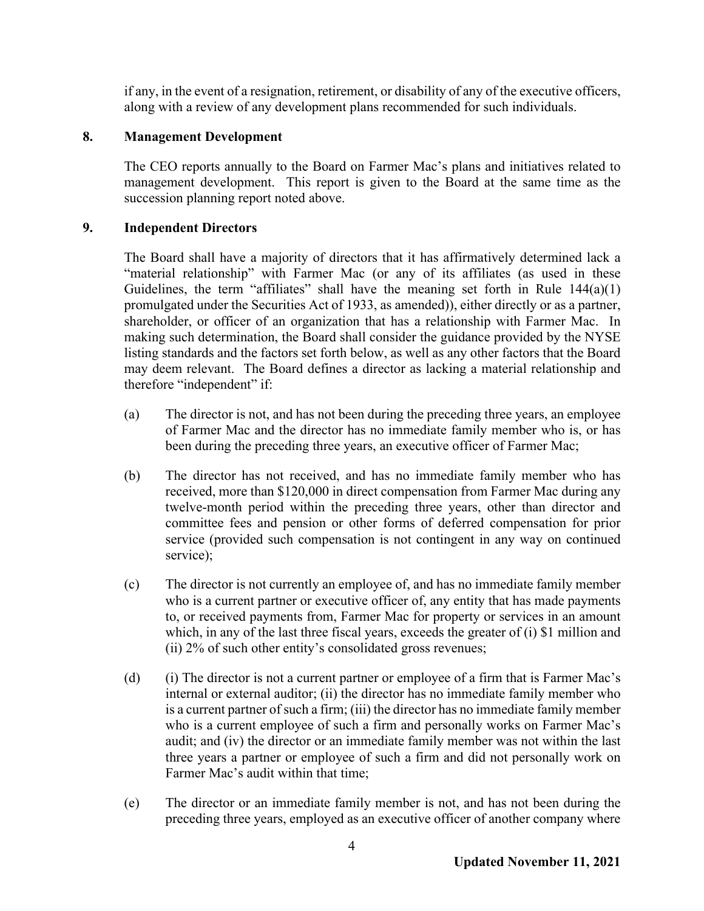if any, in the event of a resignation, retirement, or disability of any of the executive officers, along with a review of any development plans recommended for such individuals.

## 8. Management Development

The CEO reports annually to the Board on Farmer Mac's plans and initiatives related to management development. This report is given to the Board at the same time as the succession planning report noted above.

## 9. Independent Directors

The Board shall have a majority of directors that it has affirmatively determined lack a "material relationship" with Farmer Mac (or any of its affiliates (as used in these Guidelines, the term "affiliates" shall have the meaning set forth in Rule 144(a)(1) promulgated under the Securities Act of 1933, as amended)), either directly or as a partner, shareholder, or officer of an organization that has a relationship with Farmer Mac. In making such determination, the Board shall consider the guidance provided by the NYSE listing standards and the factors set forth below, as well as any other factors that the Board may deem relevant. The Board defines a director as lacking a material relationship and therefore "independent" if:

(a) The director is not, and has not been during the preceding three years, an employee of Farmer Mac and the director has no immediate family member who is, or has been during the preceding three years, an executive officer of Farmer Mac;

(b) The director has not received, and has no immediate family member who has received, more than $120,000 in direct compensation from Farmer Mac during any twelve-month period within the preceding three years, other than director and committee fees and pension or other forms of deferred compensation for prior service (provided such compensation is not contingent in any way on continued service);

(c) The director is not currently an employee of, and has no immediate family member who is a current partner or executive officer of, any entity that has made payments to, or received payments from, Farmer Mac for property or services in an amount which, in any of the last three fiscal years, exceeds the greater of (i) $1 million and (ii) 2% of such other entity's consolidated gross revenues;

(d) (i) The director is not a current partner or employee of a firm that is Farmer Mac's internal or external auditor; (ii) the director has no immediate family member who is a current partner of such a firm; (iii) the director has no immediate family member who is a current employee of such a firm and personally works on Farmer Mac's audit; and (iv) the director or an immediate family member was not within the last three years a partner or employee of such a firm and did not personally work on Farmer Mac's audit within that time;

(e) The director or an immediate family member is not, and has not been during the preceding three years, employed as an executive officer of another company where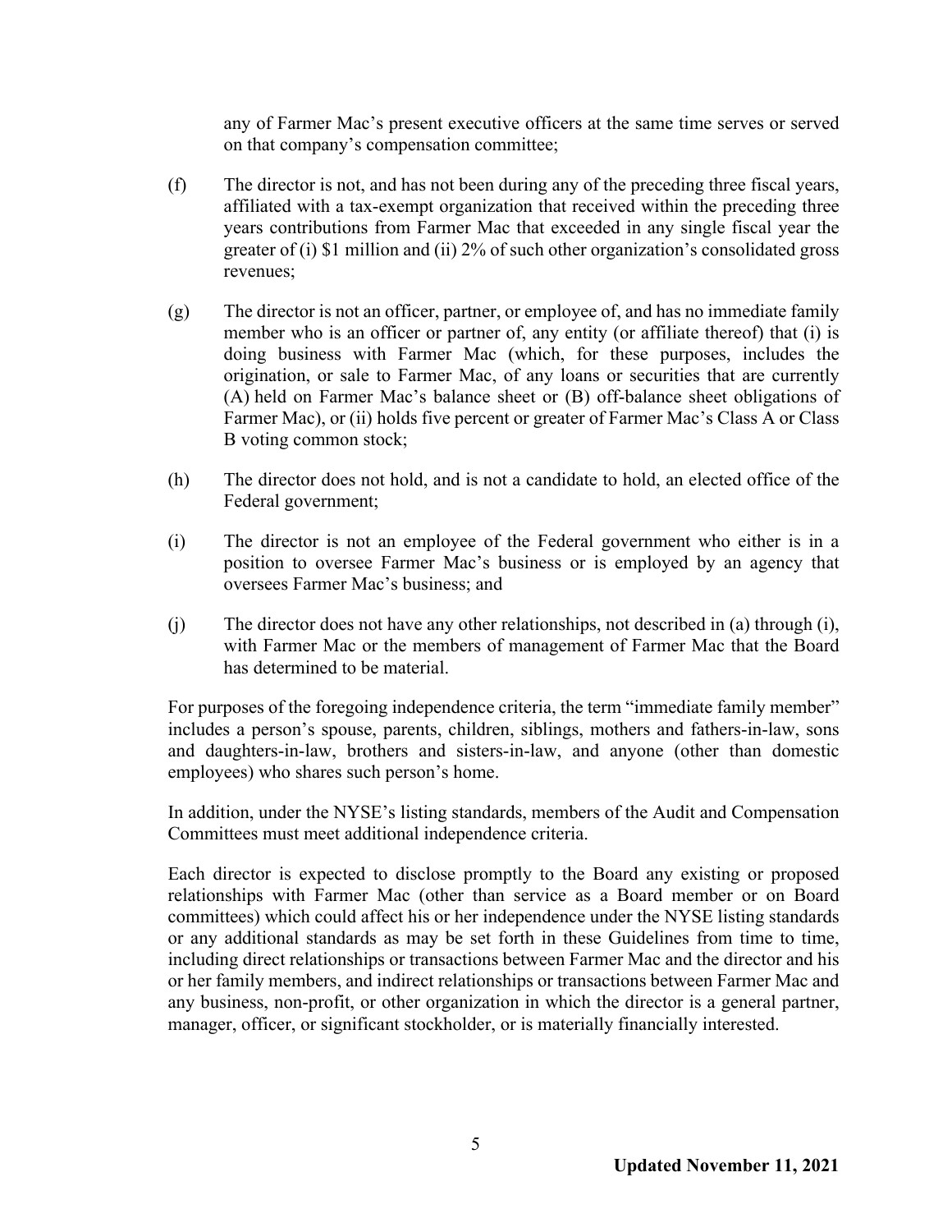any of Farmer Mac's present executive officers at the same time serves or served on that company's compensation committee;

(f) The director is not, and has not been during any of the preceding three fiscal years, affiliated with a tax-exempt organization that received within the preceding three years contributions from Farmer Mac that exceeded in any single fiscal year the greater of (i) $1 million and (ii) 2% of such other organization's consolidated gross revenues;

(g) The director is not an officer, partner, or employee of, and has no immediate family member who is an officer or partner of, any entity (or affiliate thereof) that (i) is doing business with Farmer Mac (which, for these purposes, includes the origination, or sale to Farmer Mac, of any loans or securities that are currently (A) held on Farmer Mac's balance sheet or (B) off-balance sheet obligations of Farmer Mac), or (ii) holds five percent or greater of Farmer Mac's Class A or Class B voting common stock;

(h) The director does not hold, and is not a candidate to hold, an elected office of the Federal government;

(i) The director is not an employee of the Federal government who either is in a position to oversee Farmer Mac's business or is employed by an agency that oversees Farmer Mac's business; and

(j) The director does not have any other relationships, not described in (a) through (i), with Farmer Mac or the members of management of Farmer Mac that the Board has determined to be material.

For purposes of the foregoing independence criteria, the term "immediate family member" includes a person's spouse, parents, children, siblings, mothers and fathers-in-law, sons and daughters-in-law, brothers and sisters-in-law, and anyone (other than domestic employees) who shares such person's home.

In addition, under the NYSE's listing standards, members of the Audit and Compensation Committees must meet additional independence criteria.

Each director is expected to disclose promptly to the Board any existing or proposed relationships with Farmer Mac (other than service as a Board member or on Board committees) which could affect his or her independence under the NYSE listing standards or any additional standards as may be set forth in these Guidelines from time to time, including direct relationships or transactions between Farmer Mac and the director and his or her family members, and indirect relationships or transactions between Farmer Mac and any business, non-profit, or other organization in which the director is a general partner, manager, officer, or significant stockholder, or is materially financially interested.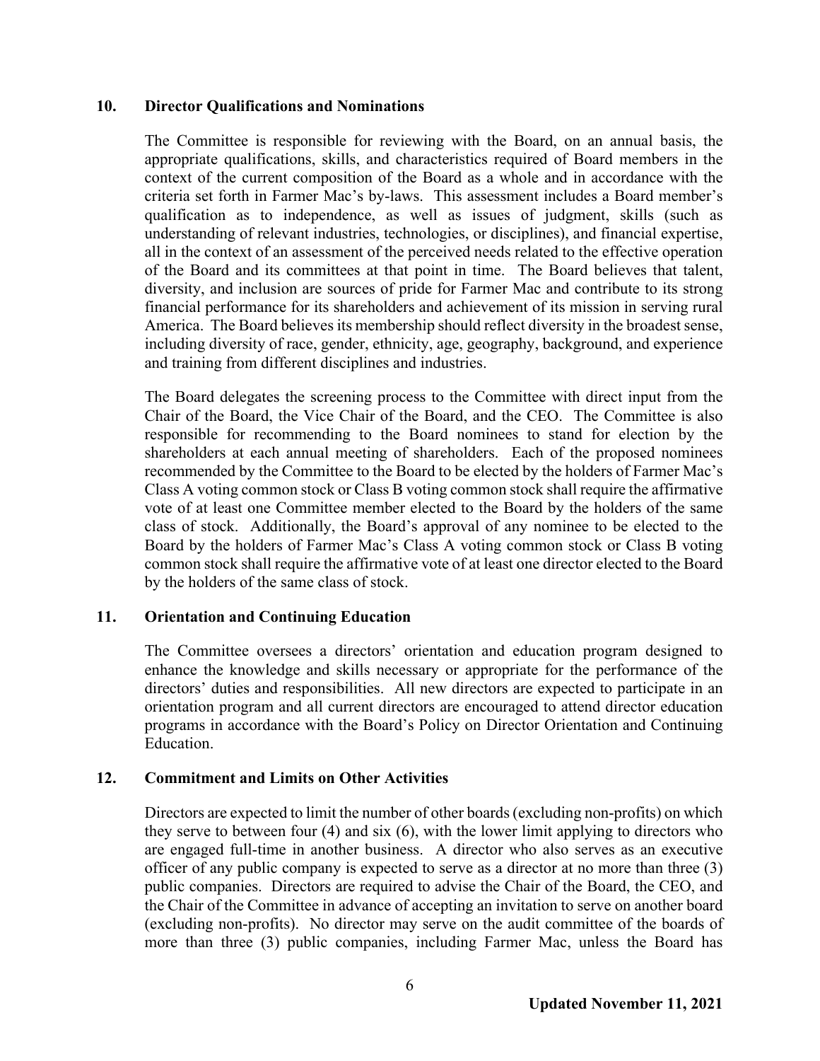## 10. Director Qualifications and Nominations

The Committee is responsible for reviewing with the Board, on an annual basis, the appropriate qualifications, skills, and characteristics required of Board members in the context of the current composition of the Board as a whole and in accordance with the criteria set forth in Farmer Mac's by-laws. This assessment includes a Board member's qualification as to independence, as well as issues of judgment, skills (such as understanding of relevant industries, technologies, or disciplines), and financial expertise, all in the context of an assessment of the perceived needs related to the effective operation of the Board and its committees at that point in time. The Board believes that talent, diversity, and inclusion are sources of pride for Farmer Mac and contribute to its strong financial performance for its shareholders and achievement of its mission in serving rural America. The Board believes its membership should reflect diversity in the broadest sense, including diversity of race, gender, ethnicity, age, geography, background, and experience and training from different disciplines and industries.

The Board delegates the screening process to the Committee with direct input from the Chair of the Board, the Vice Chair of the Board, and the CEO. The Committee is also responsible for recommending to the Board nominees to stand for election by the shareholders at each annual meeting of shareholders. Each of the proposed nominees recommended by the Committee to the Board to be elected by the holders of Farmer Mac's Class A voting common stock or Class B voting common stock shall require the affirmative vote of at least one Committee member elected to the Board by the holders of the same class of stock. Additionally, the Board's approval of any nominee to be elected to the Board by the holders of Farmer Mac's Class A voting common stock or Class B voting common stock shall require the affirmative vote of at least one director elected to the Board by the holders of the same class of stock.

## 11. Orientation and Continuing Education

The Committee oversees a directors' orientation and education program designed to enhance the knowledge and skills necessary or appropriate for the performance of the directors' duties and responsibilities. All new directors are expected to participate in an orientation program and all current directors are encouraged to attend director education programs in accordance with the Board's Policy on Director Orientation and Continuing Education.

## 12. Commitment and Limits on Other Activities

Directors are expected to limit the number of other boards (excluding non-profits) on which they serve to between four (4) and six (6), with the lower limit applying to directors who are engaged full-time in another business. A director who also serves as an executive officer of any public company is expected to serve as a director at no more than three (3) public companies. Directors are required to advise the Chair of the Board, the CEO, and the Chair of the Committee in advance of accepting an invitation to serve on another board (excluding non-profits). No director may serve on the audit committee of the boards of more than three (3) public companies, including Farmer Mac, unless the Board has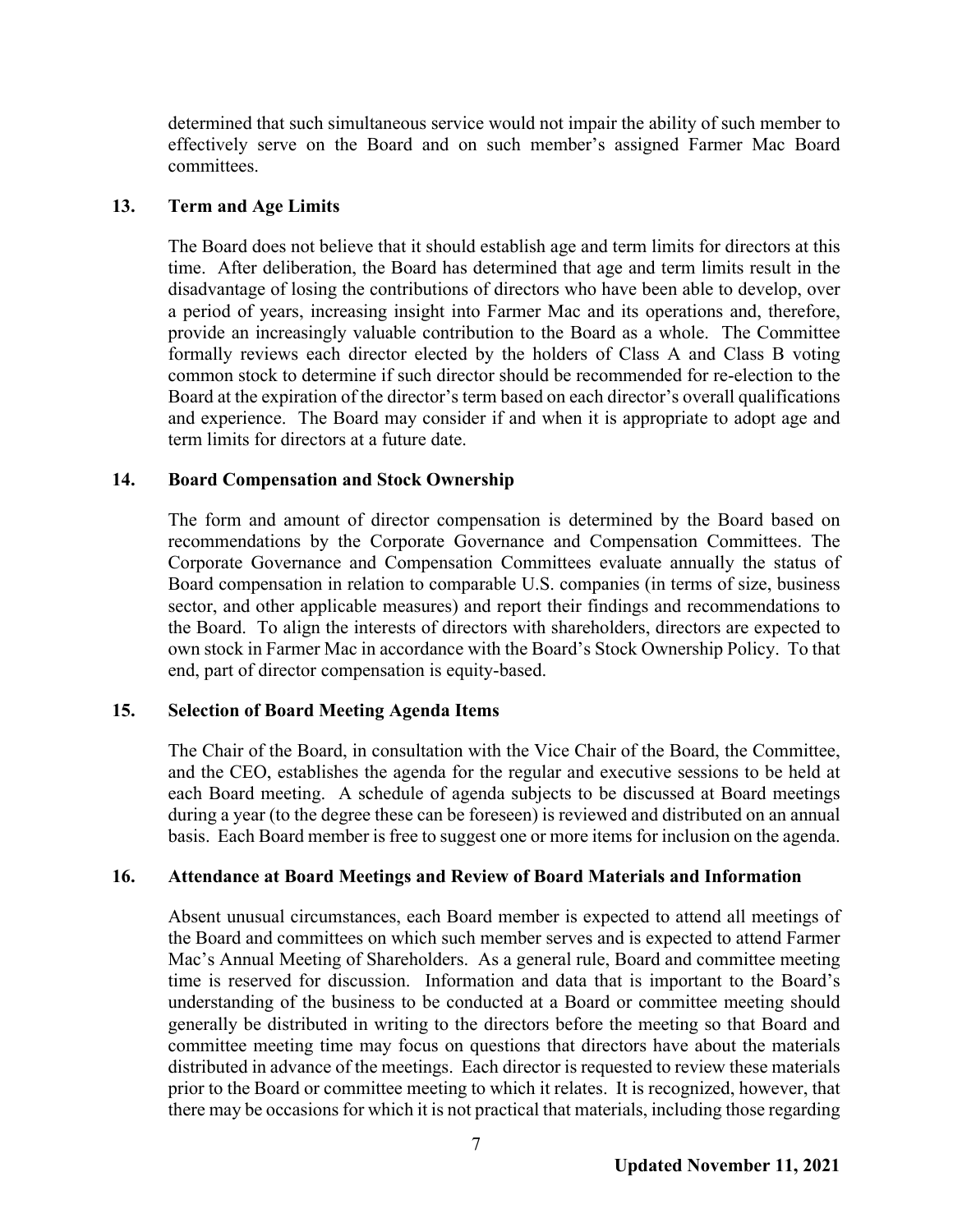determined that such simultaneous service would not impair the ability of such member to effectively serve on the Board and on such member's assigned Farmer Mac Board committees.

## 13. Term and Age Limits

The Board does not believe that it should establish age and term limits for directors at this time. After deliberation, the Board has determined that age and term limits result in the disadvantage of losing the contributions of directors who have been able to develop, over a period of years, increasing insight into Farmer Mac and its operations and, therefore, provide an increasingly valuable contribution to the Board as a whole. The Committee formally reviews each director elected by the holders of Class A and Class B voting common stock to determine if such director should be recommended for re-election to the Board at the expiration of the director's term based on each director's overall qualifications and experience. The Board may consider if and when it is appropriate to adopt age and term limits for directors at a future date.

## 14. Board Compensation and Stock Ownership

The form and amount of director compensation is determined by the Board based on recommendations by the Corporate Governance and Compensation Committees. The Corporate Governance and Compensation Committees evaluate annually the status of Board compensation in relation to comparable U.S. companies (in terms of size, business sector, and other applicable measures) and report their findings and recommendations to the Board. To align the interests of directors with shareholders, directors are expected to own stock in Farmer Mac in accordance with the Board's Stock Ownership Policy. To that end, part of director compensation is equity-based.

## 15. Selection of Board Meeting Agenda Items

The Chair of the Board, in consultation with the Vice Chair of the Board, the Committee, and the CEO, establishes the agenda for the regular and executive sessions to be held at each Board meeting. A schedule of agenda subjects to be discussed at Board meetings during a year (to the degree these can be foreseen) is reviewed and distributed on an annual basis. Each Board member is free to suggest one or more items for inclusion on the agenda.

## 16. Attendance at Board Meetings and Review of Board Materials and Information

Absent unusual circumstances, each Board member is expected to attend all meetings of the Board and committees on which such member serves and is expected to attend Farmer Mac's Annual Meeting of Shareholders. As a general rule, Board and committee meeting time is reserved for discussion. Information and data that is important to the Board's understanding of the business to be conducted at a Board or committee meeting should generally be distributed in writing to the directors before the meeting so that Board and committee meeting time may focus on questions that directors have about the materials distributed in advance of the meetings. Each director is requested to review these materials prior to the Board or committee meeting to which it relates. It is recognized, however, that there may be occasions for which it is not practical that materials, including those regarding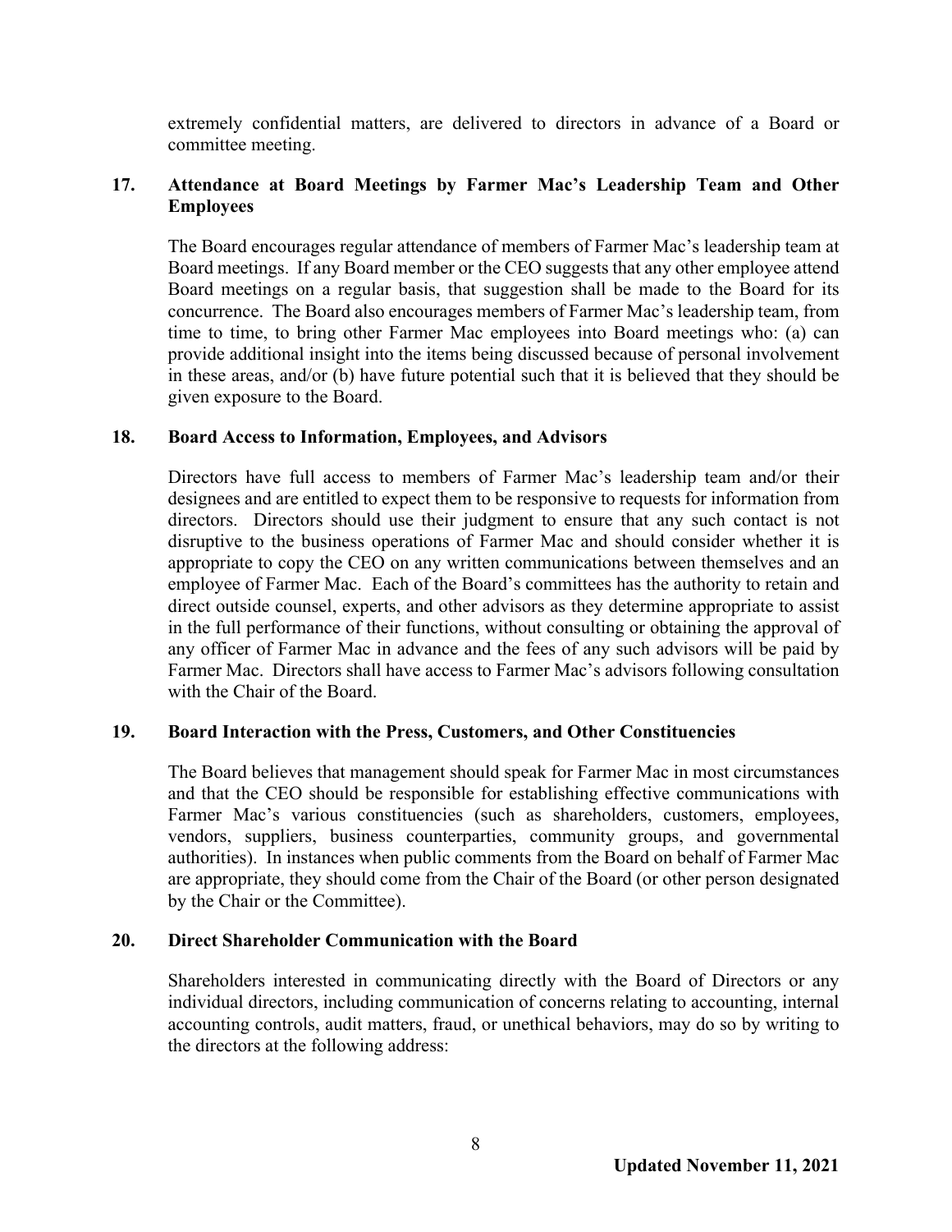extremely confidential matters, are delivered to directors in advance of a Board or committee meeting.

## 17. Attendance at Board Meetings by Farmer Mac's Leadership Team and Other Employees

The Board encourages regular attendance of members of Farmer Mac's leadership team at Board meetings. If any Board member or the CEO suggests that any other employee attend Board meetings on a regular basis, that suggestion shall be made to the Board for its concurrence. The Board also encourages members of Farmer Mac's leadership team, from time to time, to bring other Farmer Mac employees into Board meetings who: (a) can provide additional insight into the items being discussed because of personal involvement in these areas, and/or (b) have future potential such that it is believed that they should be given exposure to the Board.

## 18. Board Access to Information, Employees, and Advisors

Directors have full access to members of Farmer Mac's leadership team and/or their designees and are entitled to expect them to be responsive to requests for information from directors. Directors should use their judgment to ensure that any such contact is not disruptive to the business operations of Farmer Mac and should consider whether it is appropriate to copy the CEO on any written communications between themselves and an employee of Farmer Mac. Each of the Board's committees has the authority to retain and direct outside counsel, experts, and other advisors as they determine appropriate to assist in the full performance of their functions, without consulting or obtaining the approval of any officer of Farmer Mac in advance and the fees of any such advisors will be paid by Farmer Mac. Directors shall have access to Farmer Mac's advisors following consultation with the Chair of the Board.

## 19. Board Interaction with the Press, Customers, and Other Constituencies

The Board believes that management should speak for Farmer Mac in most circumstances and that the CEO should be responsible for establishing effective communications with Farmer Mac's various constituencies (such as shareholders, customers, employees, vendors, suppliers, business counterparties, community groups, and governmental authorities). In instances when public comments from the Board on behalf of Farmer Mac are appropriate, they should come from the Chair of the Board (or other person designated by the Chair or the Committee).

## 20. Direct Shareholder Communication with the Board

Shareholders interested in communicating directly with the Board of Directors or any individual directors, including communication of concerns relating to accounting, internal accounting controls, audit matters, fraud, or unethical behaviors, may do so by writing to the directors at the following address: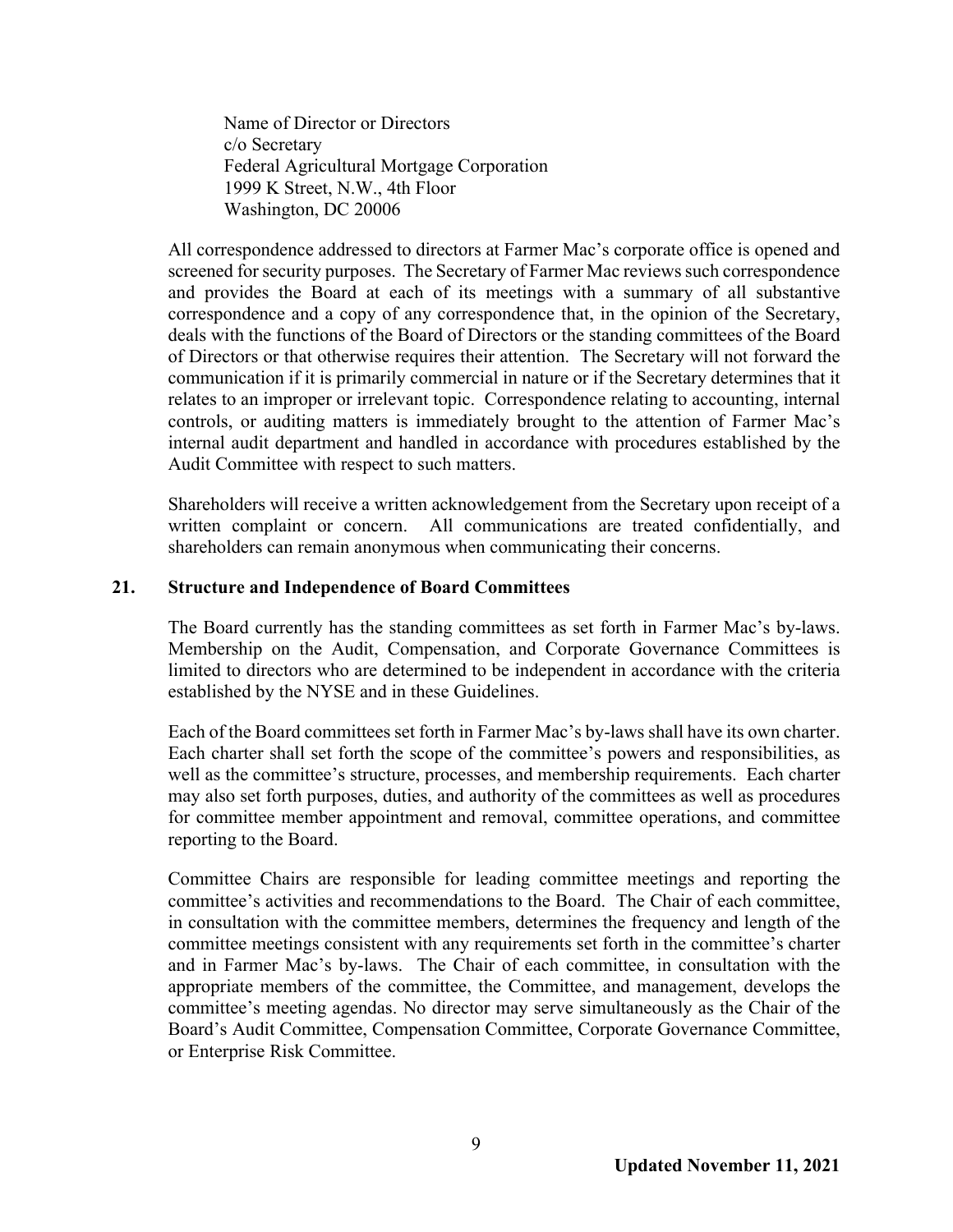Name of Director or Directors
c/o Secretary
Federal Agricultural Mortgage Corporation
1999 K Street, N.W., 4th Floor
Washington, DC 20006

All correspondence addressed to directors at Farmer Mac's corporate office is opened and screened for security purposes. The Secretary of Farmer Mac reviews such correspondence and provides the Board at each of its meetings with a summary of all substantive correspondence and a copy of any correspondence that, in the opinion of the Secretary, deals with the functions of the Board of Directors or the standing committees of the Board of Directors or that otherwise requires their attention. The Secretary will not forward the communication if it is primarily commercial in nature or if the Secretary determines that it relates to an improper or irrelevant topic. Correspondence relating to accounting, internal controls, or auditing matters is immediately brought to the attention of Farmer Mac's internal audit department and handled in accordance with procedures established by the Audit Committee with respect to such matters.

Shareholders will receive a written acknowledgement from the Secretary upon receipt of a written complaint or concern. All communications are treated confidentially, and shareholders can remain anonymous when communicating their concerns.

## 21. Structure and Independence of Board Committees

The Board currently has the standing committees as set forth in Farmer Mac's by-laws. Membership on the Audit, Compensation, and Corporate Governance Committees is limited to directors who are determined to be independent in accordance with the criteria established by the NYSE and in these Guidelines.

Each of the Board committees set forth in Farmer Mac's by-laws shall have its own charter. Each charter shall set forth the scope of the committee's powers and responsibilities, as well as the committee's structure, processes, and membership requirements. Each charter may also set forth purposes, duties, and authority of the committees as well as procedures for committee member appointment and removal, committee operations, and committee reporting to the Board.

Committee Chairs are responsible for leading committee meetings and reporting the committee's activities and recommendations to the Board. The Chair of each committee, in consultation with the committee members, determines the frequency and length of the committee meetings consistent with any requirements set forth in the committee's charter and in Farmer Mac's by-laws. The Chair of each committee, in consultation with the appropriate members of the committee, the Committee, and management, develops the committee's meeting agendas. No director may serve simultaneously as the Chair of the Board's Audit Committee, Compensation Committee, Corporate Governance Committee, or Enterprise Risk Committee.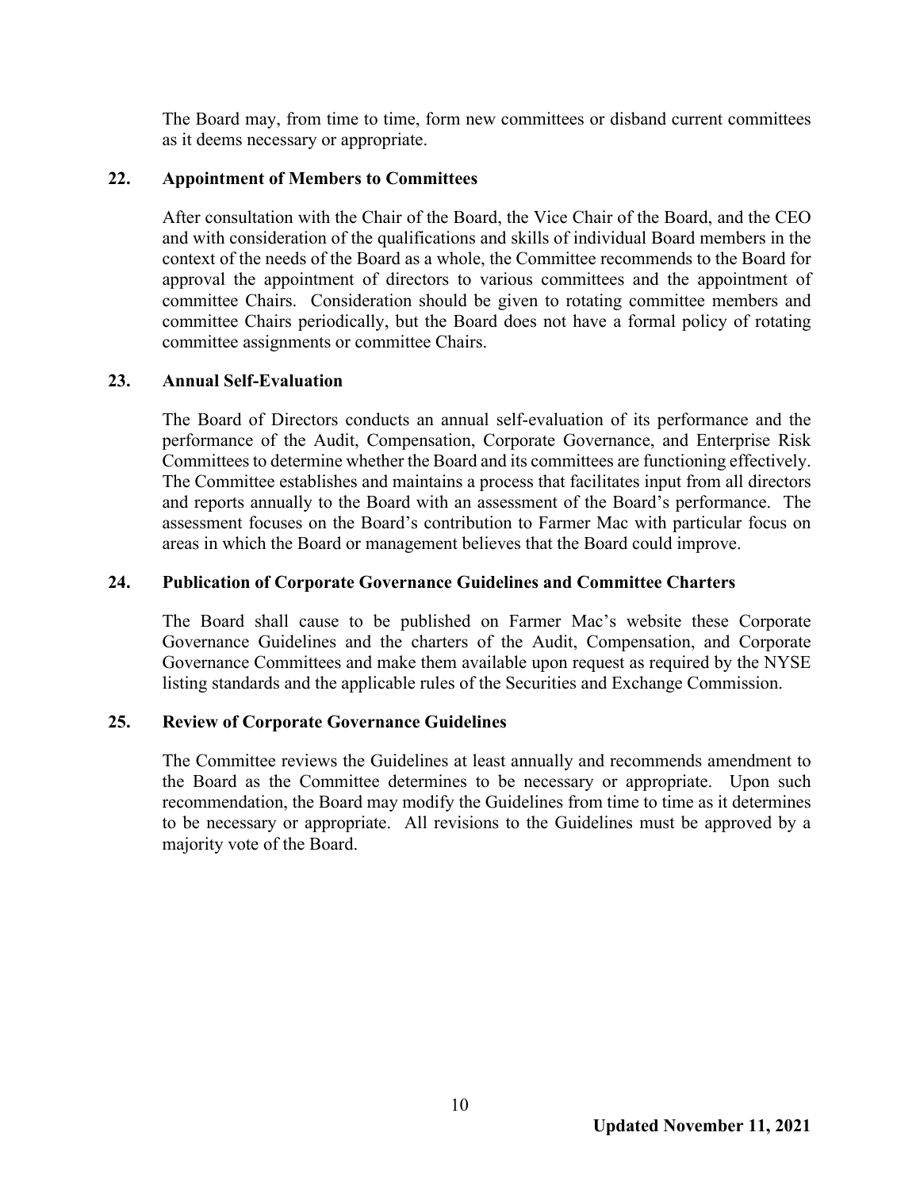The Board may, from time to time, form new committees or disband current committees as it deems necessary or appropriate.

### 22. Appointment of Members to Committees

After consultation with the Chair of the Board, the Vice Chair of the Board, and the CEO and with consideration of the qualifications and skills of individual Board members in the context of the needs of the Board as a whole, the Committee recommends to the Board for approval the appointment of directors to various committees and the appointment of committee Chairs. Consideration should be given to rotating committee members and committee Chairs periodically, but the Board does not have a formal policy of rotating committee assignments or committee Chairs.

### 23. Annual Self-Evaluation

The Board of Directors conducts an annual self-evaluation of its performance and the performance of the Audit, Compensation, Corporate Governance, and Enterprise Risk Committees to determine whether the Board and its committees are functioning effectively. The Committee establishes and maintains a process that facilitates input from all directors and reports annually to the Board with an assessment of the Board's performance. The assessment focuses on the Board's contribution to Farmer Mac with particular focus on areas in which the Board or management believes that the Board could improve.

### 24. Publication of Corporate Governance Guidelines and Committee Charters

The Board shall cause to be published on Farmer Mac's website these Corporate Governance Guidelines and the charters of the Audit, Compensation, and Corporate Governance Committees and make them available upon request as required by the NYSE listing standards and the applicable rules of the Securities and Exchange Commission.

### 25. Review of Corporate Governance Guidelines

The Committee reviews the Guidelines at least annually and recommends amendment to the Board as the Committee determines to be necessary or appropriate. Upon such recommendation, the Board may modify the Guidelines from time to time as it determines to be necessary or appropriate. All revisions to the Guidelines must be approved by a majority vote of the Board.

**Updated November 11, 2021**